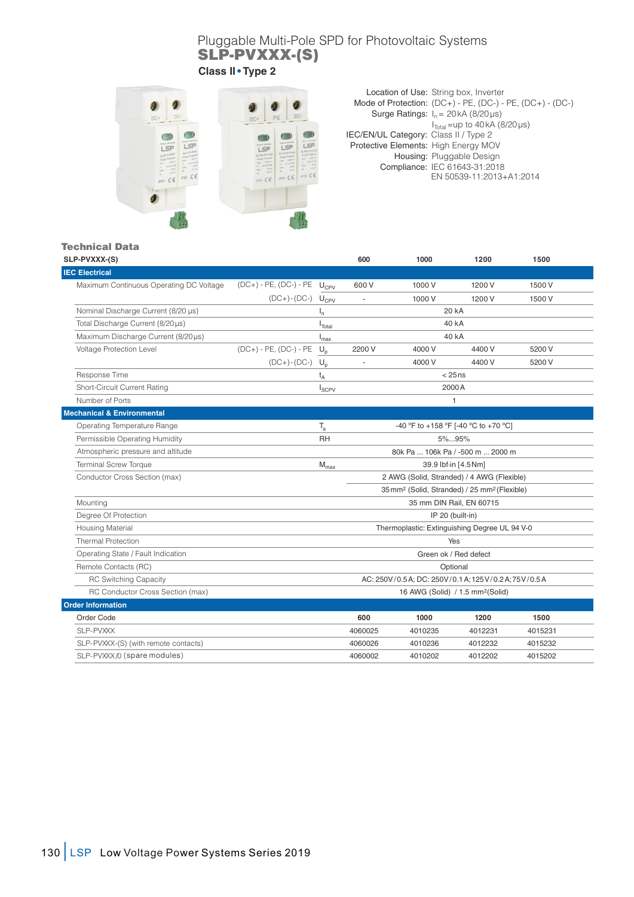# Pluggable Multi-Pole SPD for Photovoltaic Systems
## SLP-PVXXX-(S)
### Class II • Type 2

Location of Use: String box, Inverter
Mode of Protection: (DC+) - PE, (DC-) - PE, (DC+) - (DC-)
Surge Ratings: $I_n$ = 20 kA (8/20 µs)
$I_{Total}$ =up to 40 kA (8/20 µs)
IEC/EN/UL Category: Class II / Type 2
Protective Elements: High Energy MOV
Housing: Pluggable Design
Compliance: IEC 61643-31:2018
EN 50539-11:2013+A1:2014

## Technical Data

| SLP-PVXXX-(S) | | | 600 | 1000 | 1200 | 1500 |
|---|---|---|---|---|---|---|
| **IEC Electrical** | | | | | | |
| Maximum Continuous Operating DC Voltage | (DC+) - PE, (DC-) - PE | $U_{CPV}$ | 600 V | 1000 V | 1200 V | 1500 V |
| | (DC+) - (DC-) | $U_{CPV}$ | - | 1000 V | 1200 V | 1500 V |
| Nominal Discharge Current (8/20 µs) | | $I_n$ | 20 kA | | | |
| Total Discharge Current (8/20 µs) | | $I_{Total}$ | 40 kA | | | |
| Maximum Discharge Current (8/20 µs) | | $I_{max}$ | 40 kA | | | |
| Voltage Protection Level | (DC+) - PE, (DC-) - PE | $U_p$ | 2200 V | 4000 V | 4400 V | 5200 V |
| | (DC+) - (DC-) | $U_p$ | - | 4000 V | 4400 V | 5200 V |
| Response Time | | $t_A$ | < 25 ns | | | |
| Short-Circuit Current Rating | | $I_{SCPV}$ | 2000 A | | | |
| Number of Ports | | | 1 | | | |
| **Mechanical & Environmental** | | | | | | |
| Operating Temperature Range | | $T_a$ | -40 °F to +158 °F [-40 °C to +70 °C] | | | |
| Permissible Operating Humidity | | RH | 5%...95% | | | |
| Atmospheric pressure and altitude | | | 80k Pa ... 106k Pa / -500 m ... 2000 m | | | |
| Terminal Screw Torque | | $M_{max}$ | 39.9 lbf·in [4.5 Nm] | | | |
| Conductor Cross Section (max) | | | 2 AWG (Solid, Stranded) / 4 AWG (Flexible) | | | |
| | | | 35 mm² (Solid, Stranded) / 25 mm² (Flexible) | | | |
| Mounting | | | 35 mm DIN Rail, EN 60715 | | | |
| Degree Of Protection | | | IP 20 (built-in) | | | |
| Housing Material | | | Thermoplastic: Extinguishing Degree UL 94 V-0 | | | |
| Thermal Protection | | | Yes | | | |
| Operating State / Fault Indication | | | Green ok / Red defect | | | |
| Remote Contacts (RC) | | | Optional | | | |
| RC Switching Capacity | | | AC: 250 V / 0.5 A; DC: 250 V / 0.1 A; 125 V / 0.2 A; 75 V / 0.5 A | | | |
| RC Conductor Cross Section (max) | | | 16 AWG (Solid) / 1.5 mm²(Solid) | | | |
| **Order Information** | | | | | | |
| Order Code | | | 600 | 1000 | 1200 | 1500 |
| SLP-PVXXX | | | 4060025 | 4010235 | 4012231 | 4015231 |
| SLP-PVXXX-(S) (with remote contacts) | | | 4060026 | 4010236 | 4012232 | 4015232 |
| SLP-PVXXX/0 (spare modules) | | | 4060002 | 4010202 | 4012202 | 4015202 |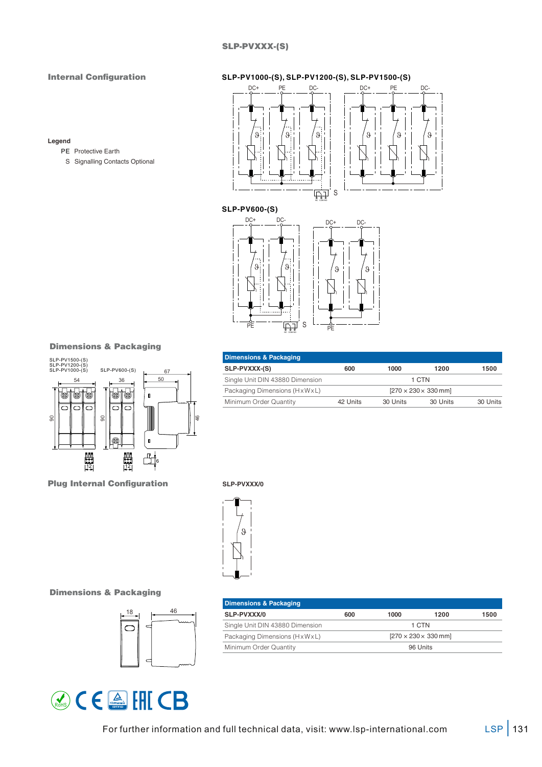## SLP-PVXXX-(S)

### Internal Configuration

**SLP-PV1000-(S), SLP-PV1200-(S), SLP-PV1500-(S)**

DC+ PE DC- DC+ PE DC-

S

**Legend**

- PE Protective Earth
- S Signalling Contacts Optional

**SLP-PV600-(S)**

DC+ DC- DC+ DC-

PE S PE

### Dimensions & Packaging

SLP-PV1500-(S)
SLP-PV1200-(S)
SLP-PV1000-(S)
SLP-PV600-(S)

54 36 67 50 90 90 46 12 12 6

| Dimensions & Packaging | | | | |
|---|---|---|---|---|
| **SLP-PVXXX-(S)** | **600** | **1000** | **1200** | **1500** |
| Single Unit DIN 43880 Dimension | | 1 CTN | | |
| Packaging Dimensions (HxWxL) | | [270 x 230 x 330 mm] | | |
| Minimum Order Quantity | 42 Units | 30 Units | 30 Units | 30 Units |

### Plug Internal Configuration

**SLP-PVXXX/0**

### Dimensions & Packaging

18 46

| Dimensions & Packaging | | | | |
|---|---|---|---|---|
| **SLP-PVXXX/0** | **600** | **1000** | **1200** | **1500** |
| Single Unit DIN 43880 Dimension | | 1 CTN | | |
| Packaging Dimensions (HxWxL) | | [270 x 230 x 330 mm] | | |
| Minimum Order Quantity | | 96 Units | | |

For further information and full technical data, visit: www.lsp-international.com